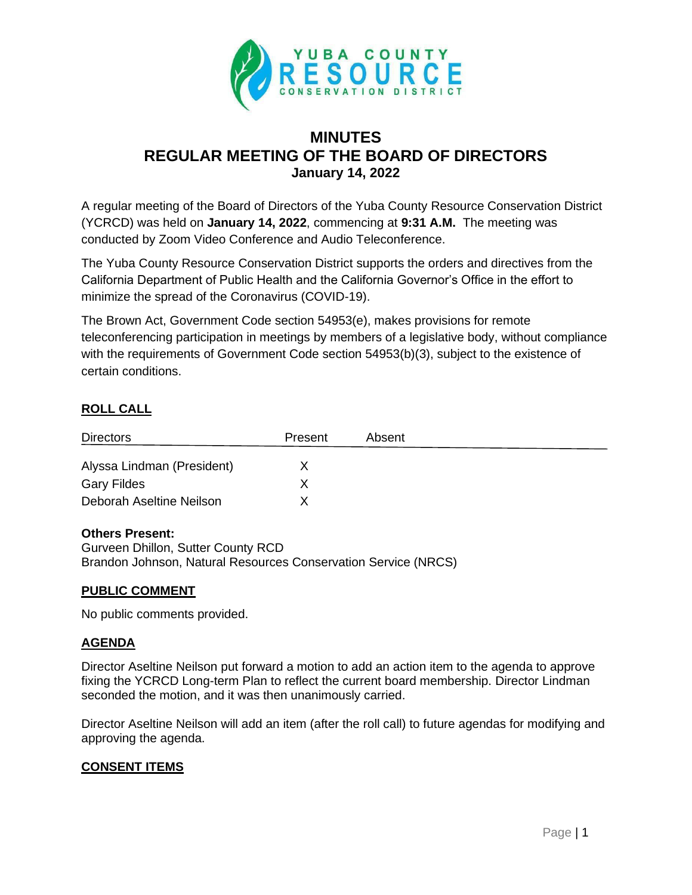# MINUTES
# REGULAR MEETING OF THE BOARD OF DIRECTORS
### January 14, 2022

A regular meeting of the Board of Directors of the Yuba County Resource Conservation District (YCRCD) was held on **January 14, 2022**, commencing at **9:31 A.M.** The meeting was conducted by Zoom Video Conference and Audio Teleconference.

The Yuba County Resource Conservation District supports the orders and directives from the California Department of Public Health and the California Governor's Office in the effort to minimize the spread of the Coronavirus (COVID-19).

The Brown Act, Government Code section 54953(e), makes provisions for remote teleconferencing participation in meetings by members of a legislative body, without compliance with the requirements of Government Code section 54953(b)(3), subject to the existence of certain conditions.

## ROLL CALL

| Directors | Present | Absent |
|---|---|---|
| Alyssa Lindman (President) | X | |
| Gary Fildes | X | |
| Deborah Aseltine Neilson | X | |

**Others Present:**
Gurveen Dhillon, Sutter County RCD
Brandon Johnson, Natural Resources Conservation Service (NRCS)

## PUBLIC COMMENT

No public comments provided.

## AGENDA

Director Aseltine Neilson put forward a motion to add an action item to the agenda to approve fixing the YCRCD Long-term Plan to reflect the current board membership. Director Lindman seconded the motion, and it was then unanimously carried.

Director Aseltine Neilson will add an item (after the roll call) to future agendas for modifying and approving the agenda.

## CONSENT ITEMS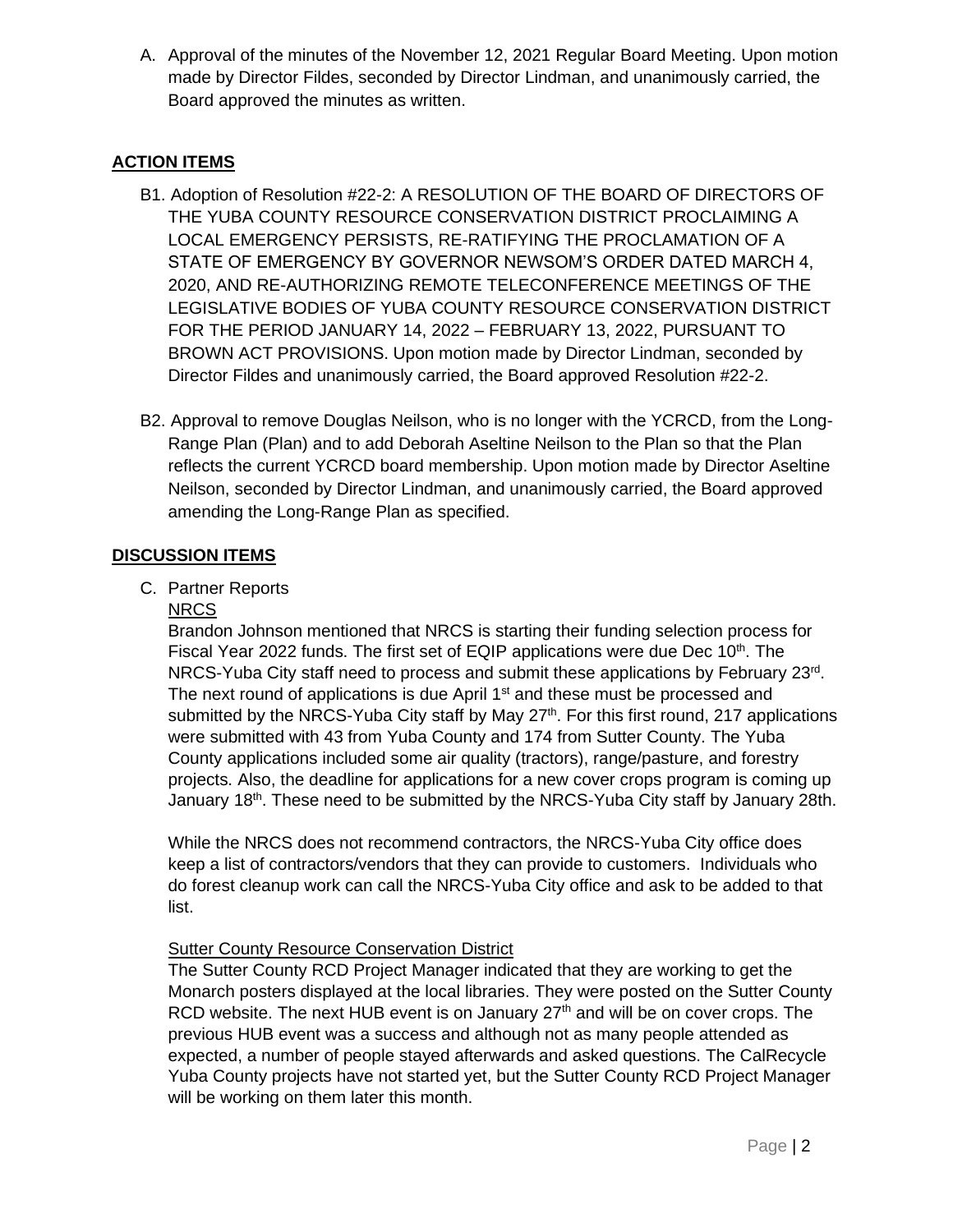A. Approval of the minutes of the November 12, 2021 Regular Board Meeting. Upon motion made by Director Fildes, seconded by Director Lindman, and unanimously carried, the Board approved the minutes as written.

## ACTION ITEMS

B1. Adoption of Resolution #22-2: A RESOLUTION OF THE BOARD OF DIRECTORS OF THE YUBA COUNTY RESOURCE CONSERVATION DISTRICT PROCLAIMING A LOCAL EMERGENCY PERSISTS, RE-RATIFYING THE PROCLAMATION OF A STATE OF EMERGENCY BY GOVERNOR NEWSOM'S ORDER DATED MARCH 4, 2020, AND RE-AUTHORIZING REMOTE TELECONFERENCE MEETINGS OF THE LEGISLATIVE BODIES OF YUBA COUNTY RESOURCE CONSERVATION DISTRICT FOR THE PERIOD JANUARY 14, 2022 – FEBRUARY 13, 2022, PURSUANT TO BROWN ACT PROVISIONS. Upon motion made by Director Lindman, seconded by Director Fildes and unanimously carried, the Board approved Resolution #22-2.

B2. Approval to remove Douglas Neilson, who is no longer with the YCRCD, from the Long-Range Plan (Plan) and to add Deborah Aseltine Neilson to the Plan so that the Plan reflects the current YCRCD board membership. Upon motion made by Director Aseltine Neilson, seconded by Director Lindman, and unanimously carried, the Board approved amending the Long-Range Plan as specified.

## DISCUSSION ITEMS

C. Partner Reports

NRCS

Brandon Johnson mentioned that NRCS is starting their funding selection process for Fiscal Year 2022 funds. The first set of EQIP applications were due Dec 10th. The NRCS-Yuba City staff need to process and submit these applications by February 23rd. The next round of applications is due April 1st and these must be processed and submitted by the NRCS-Yuba City staff by May 27th. For this first round, 217 applications were submitted with 43 from Yuba County and 174 from Sutter County. The Yuba County applications included some air quality (tractors), range/pasture, and forestry projects. Also, the deadline for applications for a new cover crops program is coming up January 18th. These need to be submitted by the NRCS-Yuba City staff by January 28th.

While the NRCS does not recommend contractors, the NRCS-Yuba City office does keep a list of contractors/vendors that they can provide to customers. Individuals who do forest cleanup work can call the NRCS-Yuba City office and ask to be added to that list.

Sutter County Resource Conservation District

The Sutter County RCD Project Manager indicated that they are working to get the Monarch posters displayed at the local libraries. They were posted on the Sutter County RCD website. The next HUB event is on January 27th and will be on cover crops. The previous HUB event was a success and although not as many people attended as expected, a number of people stayed afterwards and asked questions. The CalRecycle Yuba County projects have not started yet, but the Sutter County RCD Project Manager will be working on them later this month.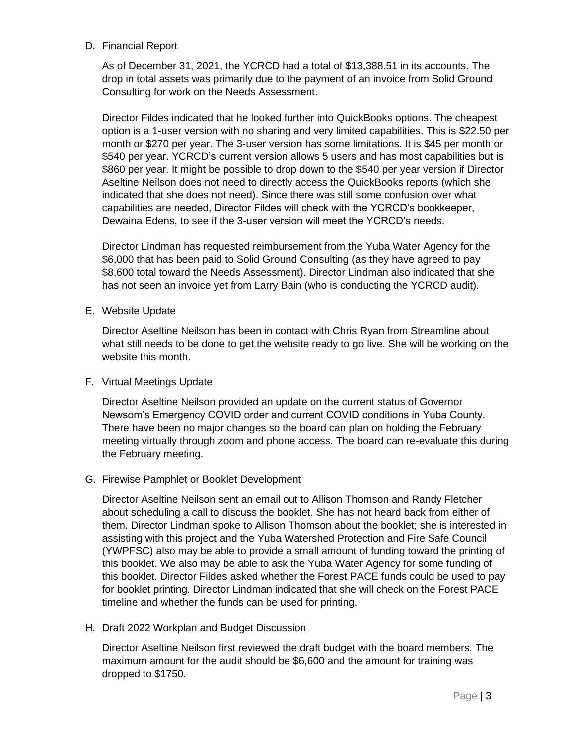D. Financial Report

As of December 31, 2021, the YCRCD had a total of $13,388.51 in its accounts. The drop in total assets was primarily due to the payment of an invoice from Solid Ground Consulting for work on the Needs Assessment.

Director Fildes indicated that he looked further into QuickBooks options. The cheapest option is a 1-user version with no sharing and very limited capabilities. This is $22.50 per month or $270 per year. The 3-user version has some limitations. It is $45 per month or $540 per year. YCRCD's current version allows 5 users and has most capabilities but is $860 per year. It might be possible to drop down to the $540 per year version if Director Aseltine Neilson does not need to directly access the QuickBooks reports (which she indicated that she does not need). Since there was still some confusion over what capabilities are needed, Director Fildes will check with the YCRCD's bookkeeper, Dewaina Edens, to see if the 3-user version will meet the YCRCD's needs.

Director Lindman has requested reimbursement from the Yuba Water Agency for the $6,000 that has been paid to Solid Ground Consulting (as they have agreed to pay $8,600 total toward the Needs Assessment). Director Lindman also indicated that she has not seen an invoice yet from Larry Bain (who is conducting the YCRCD audit).

E. Website Update

Director Aseltine Neilson has been in contact with Chris Ryan from Streamline about what still needs to be done to get the website ready to go live. She will be working on the website this month.

F. Virtual Meetings Update

Director Aseltine Neilson provided an update on the current status of Governor Newsom's Emergency COVID order and current COVID conditions in Yuba County. There have been no major changes so the board can plan on holding the February meeting virtually through zoom and phone access. The board can re-evaluate this during the February meeting.

G. Firewise Pamphlet or Booklet Development

Director Aseltine Neilson sent an email out to Allison Thomson and Randy Fletcher about scheduling a call to discuss the booklet. She has not heard back from either of them. Director Lindman spoke to Allison Thomson about the booklet; she is interested in assisting with this project and the Yuba Watershed Protection and Fire Safe Council (YWPFSC) also may be able to provide a small amount of funding toward the printing of this booklet. We also may be able to ask the Yuba Water Agency for some funding of this booklet. Director Fildes asked whether the Forest PACE funds could be used to pay for booklet printing. Director Lindman indicated that she will check on the Forest PACE timeline and whether the funds can be used for printing.

H. Draft 2022 Workplan and Budget Discussion

Director Aseltine Neilson first reviewed the draft budget with the board members. The maximum amount for the audit should be $6,600 and the amount for training was dropped to $1750.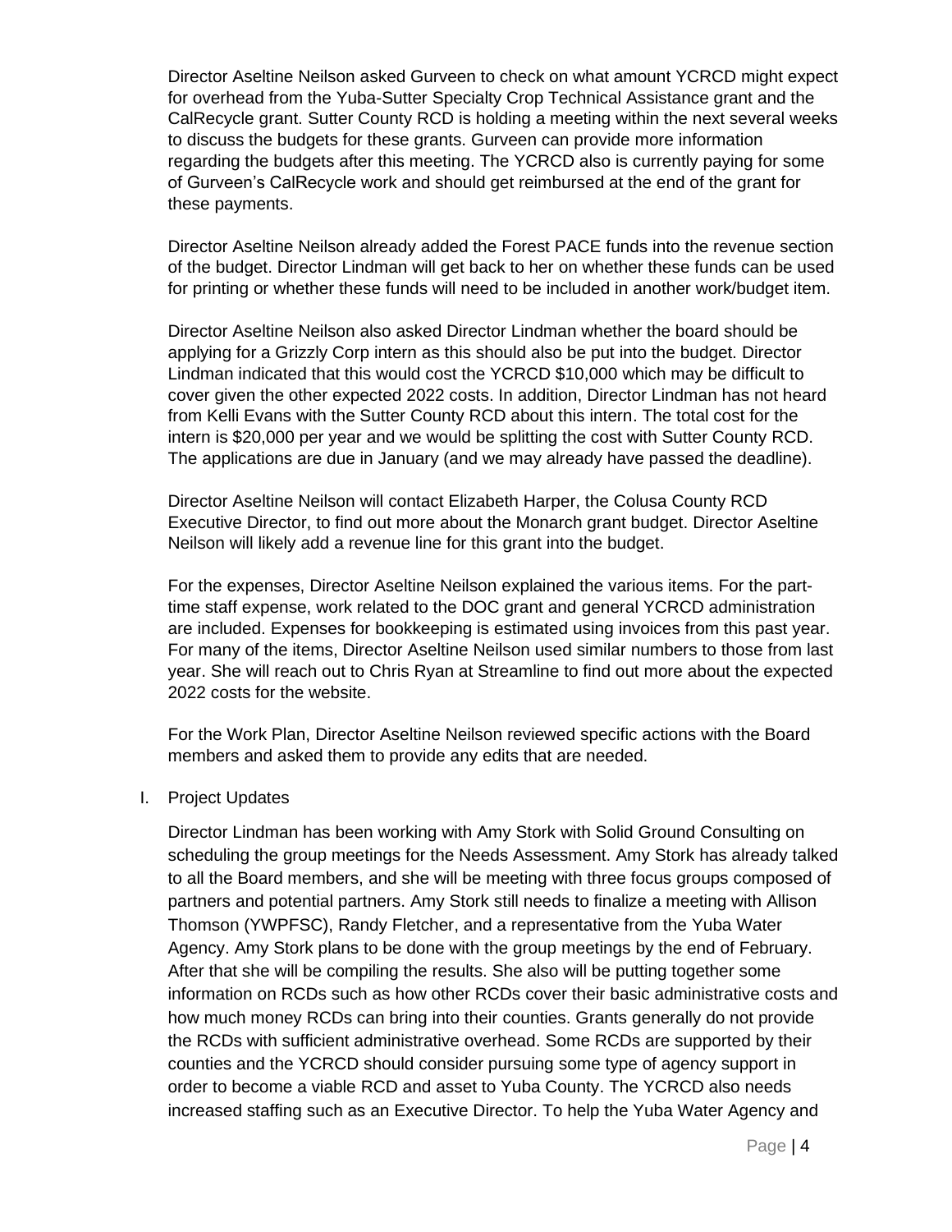Director Aseltine Neilson asked Gurveen to check on what amount YCRCD might expect for overhead from the Yuba-Sutter Specialty Crop Technical Assistance grant and the CalRecycle grant. Sutter County RCD is holding a meeting within the next several weeks to discuss the budgets for these grants. Gurveen can provide more information regarding the budgets after this meeting. The YCRCD also is currently paying for some of Gurveen's CalRecycle work and should get reimbursed at the end of the grant for these payments.

Director Aseltine Neilson already added the Forest PACE funds into the revenue section of the budget. Director Lindman will get back to her on whether these funds can be used for printing or whether these funds will need to be included in another work/budget item.

Director Aseltine Neilson also asked Director Lindman whether the board should be applying for a Grizzly Corp intern as this should also be put into the budget. Director Lindman indicated that this would cost the YCRCD $10,000 which may be difficult to cover given the other expected 2022 costs. In addition, Director Lindman has not heard from Kelli Evans with the Sutter County RCD about this intern. The total cost for the intern is $20,000 per year and we would be splitting the cost with Sutter County RCD. The applications are due in January (and we may already have passed the deadline).

Director Aseltine Neilson will contact Elizabeth Harper, the Colusa County RCD Executive Director, to find out more about the Monarch grant budget. Director Aseltine Neilson will likely add a revenue line for this grant into the budget.

For the expenses, Director Aseltine Neilson explained the various items. For the part-time staff expense, work related to the DOC grant and general YCRCD administration are included. Expenses for bookkeeping is estimated using invoices from this past year. For many of the items, Director Aseltine Neilson used similar numbers to those from last year. She will reach out to Chris Ryan at Streamline to find out more about the expected 2022 costs for the website.

For the Work Plan, Director Aseltine Neilson reviewed specific actions with the Board members and asked them to provide any edits that are needed.

I. Project Updates

Director Lindman has been working with Amy Stork with Solid Ground Consulting on scheduling the group meetings for the Needs Assessment. Amy Stork has already talked to all the Board members, and she will be meeting with three focus groups composed of partners and potential partners. Amy Stork still needs to finalize a meeting with Allison Thomson (YWPFSC), Randy Fletcher, and a representative from the Yuba Water Agency. Amy Stork plans to be done with the group meetings by the end of February. After that she will be compiling the results. She also will be putting together some information on RCDs such as how other RCDs cover their basic administrative costs and how much money RCDs can bring into their counties. Grants generally do not provide the RCDs with sufficient administrative overhead. Some RCDs are supported by their counties and the YCRCD should consider pursuing some type of agency support in order to become a viable RCD and asset to Yuba County. The YCRCD also needs increased staffing such as an Executive Director. To help the Yuba Water Agency and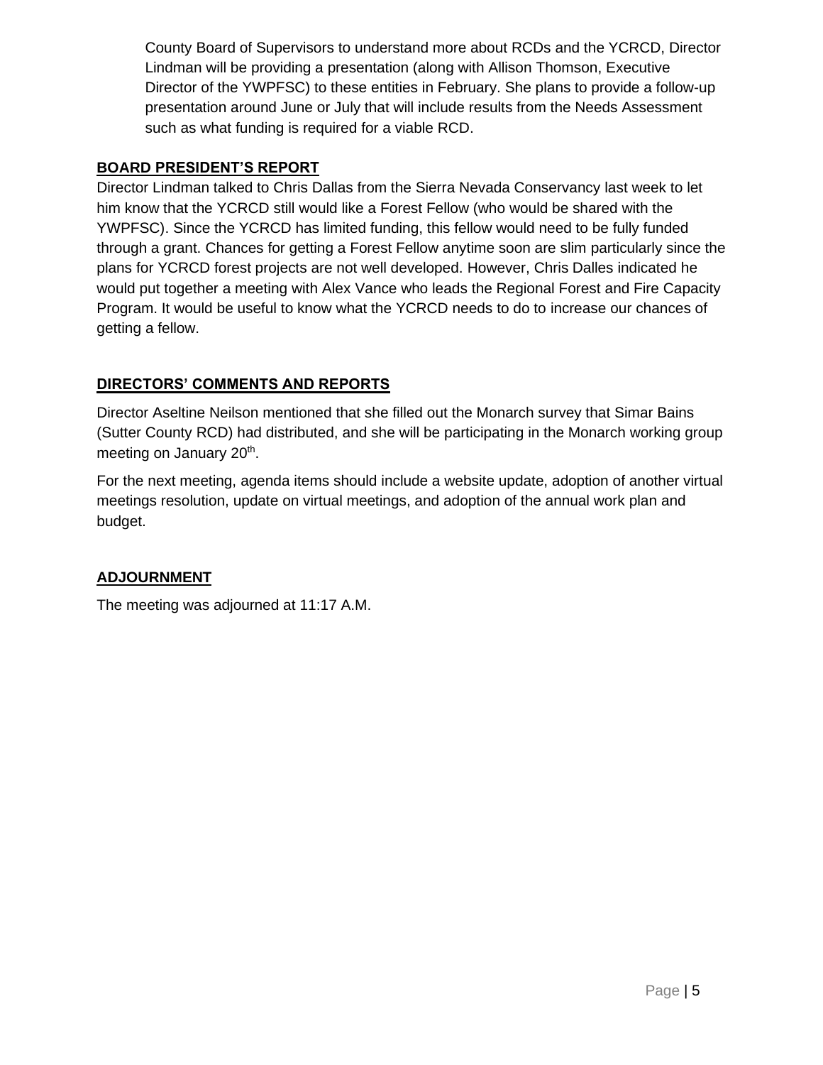County Board of Supervisors to understand more about RCDs and the YCRCD, Director Lindman will be providing a presentation (along with Allison Thomson, Executive Director of the YWPFSC) to these entities in February. She plans to provide a follow-up presentation around June or July that will include results from the Needs Assessment such as what funding is required for a viable RCD.

## BOARD PRESIDENT'S REPORT

Director Lindman talked to Chris Dallas from the Sierra Nevada Conservancy last week to let him know that the YCRCD still would like a Forest Fellow (who would be shared with the YWPFSC). Since the YCRCD has limited funding, this fellow would need to be fully funded through a grant. Chances for getting a Forest Fellow anytime soon are slim particularly since the plans for YCRCD forest projects are not well developed. However, Chris Dalles indicated he would put together a meeting with Alex Vance who leads the Regional Forest and Fire Capacity Program. It would be useful to know what the YCRCD needs to do to increase our chances of getting a fellow.

## DIRECTORS' COMMENTS AND REPORTS

Director Aseltine Neilson mentioned that she filled out the Monarch survey that Simar Bains (Sutter County RCD) had distributed, and she will be participating in the Monarch working group meeting on January 20th.

For the next meeting, agenda items should include a website update, adoption of another virtual meetings resolution, update on virtual meetings, and adoption of the annual work plan and budget.

## ADJOURNMENT

The meeting was adjourned at 11:17 A.M.